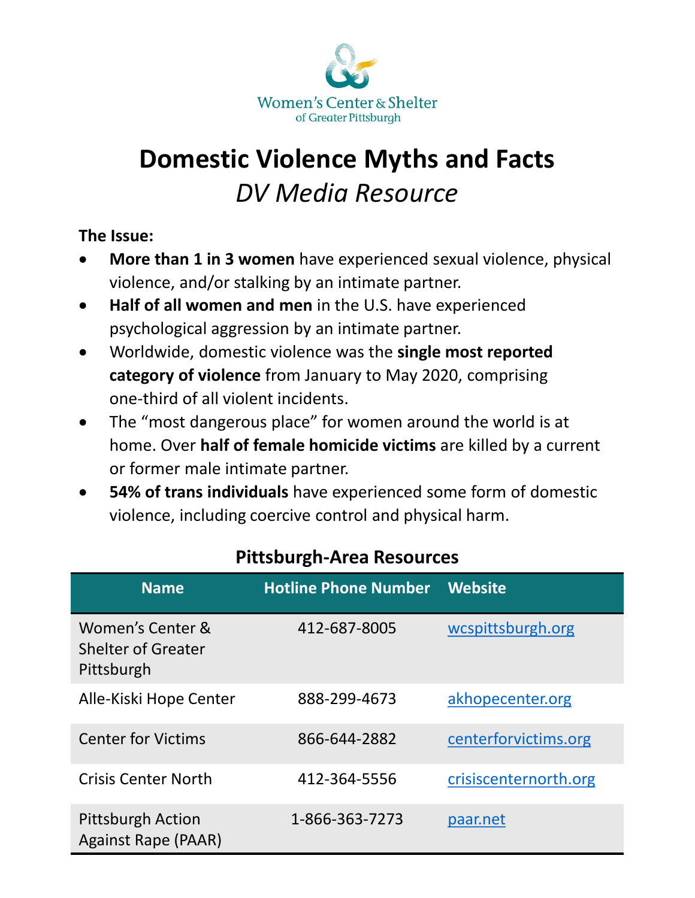Women's Center & Shelter of Greater Pittsburgh

# Domestic Violence Myths and Facts

## *DV Media Resource*

**The Issue:**

- **More than 1 in 3 women** have experienced sexual violence, physical violence, and/or stalking by an intimate partner.
- **Half of all women and men** in the U.S. have experienced psychological aggression by an intimate partner.
- Worldwide, domestic violence was the **single most reported category of violence** from January to May 2020, comprising one-third of all violent incidents.
- The "most dangerous place" for women around the world is at home. Over **half of female homicide victims** are killed by a current or former male intimate partner.
- **54% of trans individuals** have experienced some form of domestic violence, including coercive control and physical harm.

### Pittsburgh-Area Resources

| Name | Hotline Phone Number | Website |
| --- | --- | --- |
| Women's Center & Shelter of Greater Pittsburgh | 412-687-8005 | wcspittsburgh.org |
| Alle-Kiski Hope Center | 888-299-4673 | akhopecenter.org |
| Center for Victims | 866-644-2882 | centerforvictims.org |
| Crisis Center North | 412-364-5556 | crisiscenternorth.org |
| Pittsburgh Action Against Rape (PAAR) | 1-866-363-7273 | paar.net |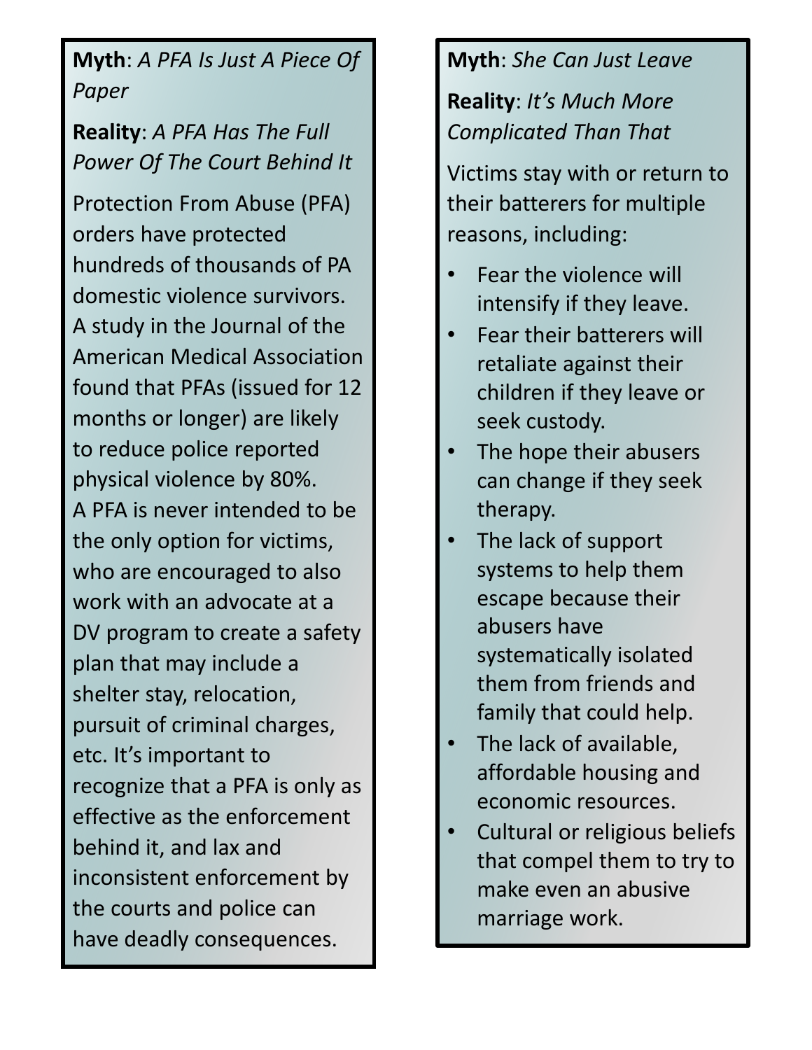**Myth**: *A PFA Is Just A Piece Of Paper*

**Reality**: *A PFA Has The Full Power Of The Court Behind It*

Protection From Abuse (PFA) orders have protected hundreds of thousands of PA domestic violence survivors. A study in the Journal of the American Medical Association found that PFAs (issued for 12 months or longer) are likely to reduce police reported physical violence by 80%. A PFA is never intended to be the only option for victims, who are encouraged to also work with an advocate at a DV program to create a safety plan that may include a shelter stay, relocation, pursuit of criminal charges, etc. It's important to recognize that a PFA is only as effective as the enforcement behind it, and lax and inconsistent enforcement by the courts and police can have deadly consequences.

**Myth**: *She Can Just Leave*

**Reality**: *It's Much More Complicated Than That*

Victims stay with or return to their batterers for multiple reasons, including:

- Fear the violence will intensify if they leave.
- Fear their batterers will retaliate against their children if they leave or seek custody.
- The hope their abusers can change if they seek therapy.
- The lack of support systems to help them escape because their abusers have systematically isolated them from friends and family that could help.
- The lack of available, affordable housing and economic resources.
- Cultural or religious beliefs that compel them to try to make even an abusive marriage work.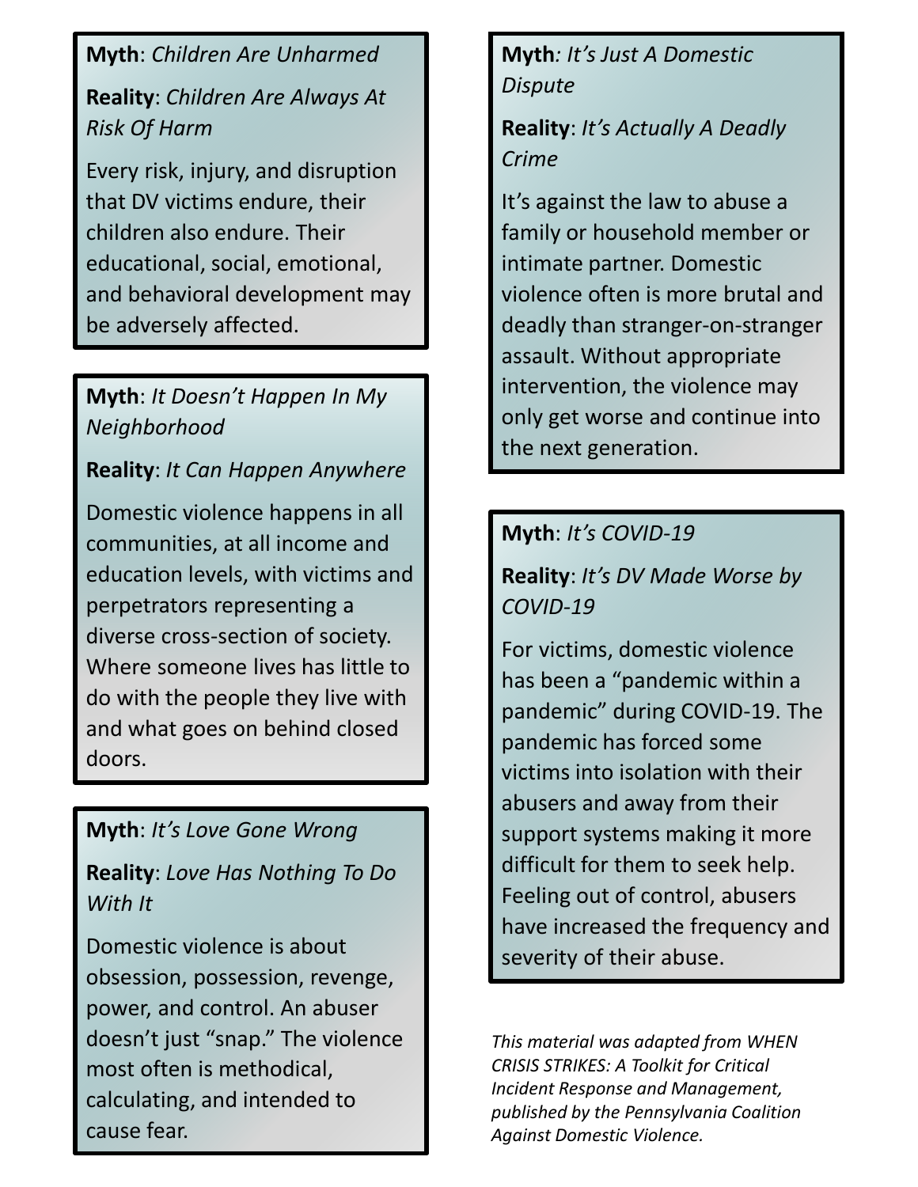**Myth**: *Children Are Unharmed*

**Reality**: *Children Are Always At Risk Of Harm*

Every risk, injury, and disruption that DV victims endure, their children also endure. Their educational, social, emotional, and behavioral development may be adversely affected.

**Myth**: *It Doesn't Happen In My Neighborhood*

**Reality**: *It Can Happen Anywhere*

Domestic violence happens in all communities, at all income and education levels, with victims and perpetrators representing a diverse cross-section of society. Where someone lives has little to do with the people they live with and what goes on behind closed doors.

**Myth**: *It's Love Gone Wrong*

**Reality**: *Love Has Nothing To Do With It*

Domestic violence is about obsession, possession, revenge, power, and control. An abuser doesn't just "snap." The violence most often is methodical, calculating, and intended to cause fear.

**Myth**: *It's Just A Domestic Dispute*

**Reality**: *It's Actually A Deadly Crime*

It's against the law to abuse a family or household member or intimate partner. Domestic violence often is more brutal and deadly than stranger-on-stranger assault. Without appropriate intervention, the violence may only get worse and continue into the next generation.

**Myth**: *It's COVID-19*

**Reality**: *It's DV Made Worse by COVID-19*

For victims, domestic violence has been a "pandemic within a pandemic" during COVID-19. The pandemic has forced some victims into isolation with their abusers and away from their support systems making it more difficult for them to seek help. Feeling out of control, abusers have increased the frequency and severity of their abuse.

*This material was adapted from WHEN CRISIS STRIKES: A Toolkit for Critical Incident Response and Management, published by the Pennsylvania Coalition Against Domestic Violence.*